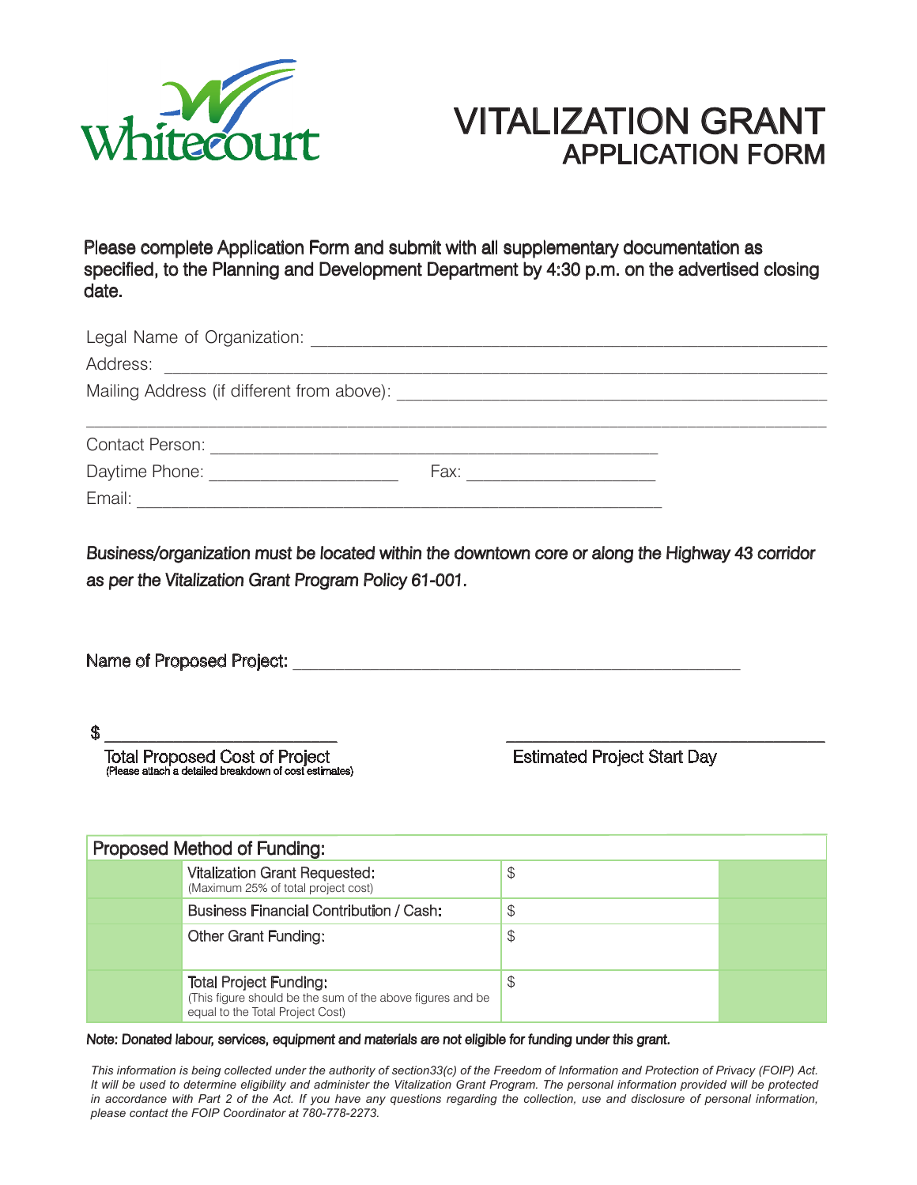Whitecourt

# VITALIZATION GRANT
## APPLICATION FORM

**Please complete Application Form and submit with all supplementary documentation as specified, to the Planning and Development Department by 4:30 p.m. on the advertised closing date.**

Legal Name of Organization: ____________________________________________

Address: ____________________________________________________________

Mailing Address (if different from above): ______________________________

______________________________________________________________________

Contact Person: ________________________________________

Daytime Phone: ____________________ Fax: ____________________

Email: ________________________________________________

***Business/organization must be located within the downtown core or along the Highway 43 corridor as per the Vitalization Grant Program Policy 61-001.***

Name of Proposed Project: ________________________________________

$ ______________________
Total Proposed Cost of Project
(Please attach a detailed breakdown of cost estimates)

______________________
Estimated Project Start Day

| Proposed Method of Funding: | | | |
|---|---|---|---|
| | Vitalization Grant Requested: (Maximum 25% of total project cost) | $ | |
| | Business Financial Contribution / Cash: | $ | |
| | Other Grant Funding: | $ | |
| | Total Project Funding: (This figure should be the sum of the above figures and be equal to the Total Project Cost) | $ | |

*Note: Donated labour, services, equipment and materials are not eligible for funding under this grant.*

*This information is being collected under the authority of section33(c) of the Freedom of Information and Protection of Privacy (FOIP) Act. It will be used to determine eligibility and administer the Vitalization Grant Program. The personal information provided will be protected in accordance with Part 2 of the Act. If you have any questions regarding the collection, use and disclosure of personal information, please contact the FOIP Coordinator at 780-778-2273.*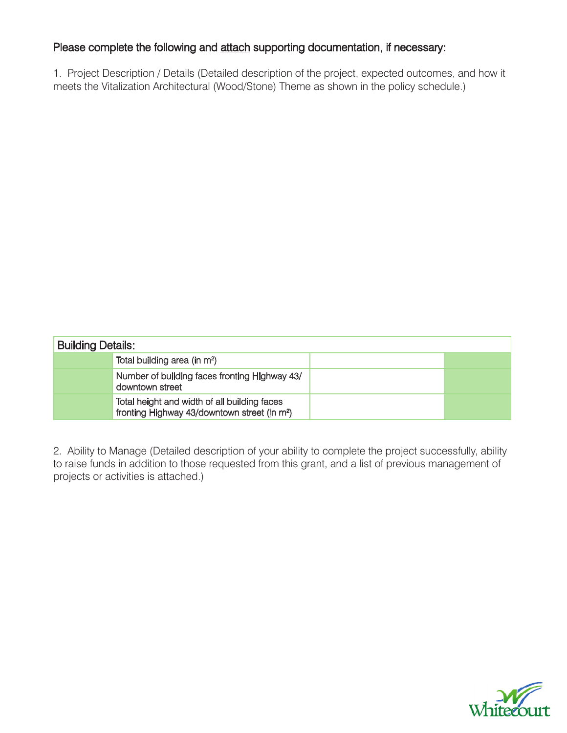Please complete the following and attach supporting documentation, if necessary:

1. Project Description / Details (Detailed description of the project, expected outcomes, and how it meets the Vitalization Architectural (Wood/Stone) Theme as shown in the policy schedule.)

| Building Details: | | | |
|---|---|---|---|
| | Total building area (in $m^2$) | | |
| | Number of building faces fronting Highway 43/ downtown street | | |
| | Total height and width of all building faces fronting Highway 43/downtown street (in $m^2$) | | |

2. Ability to Manage (Detailed description of your ability to complete the project successfully, ability to raise funds in addition to those requested from this grant, and a list of previous management of projects or activities is attached.)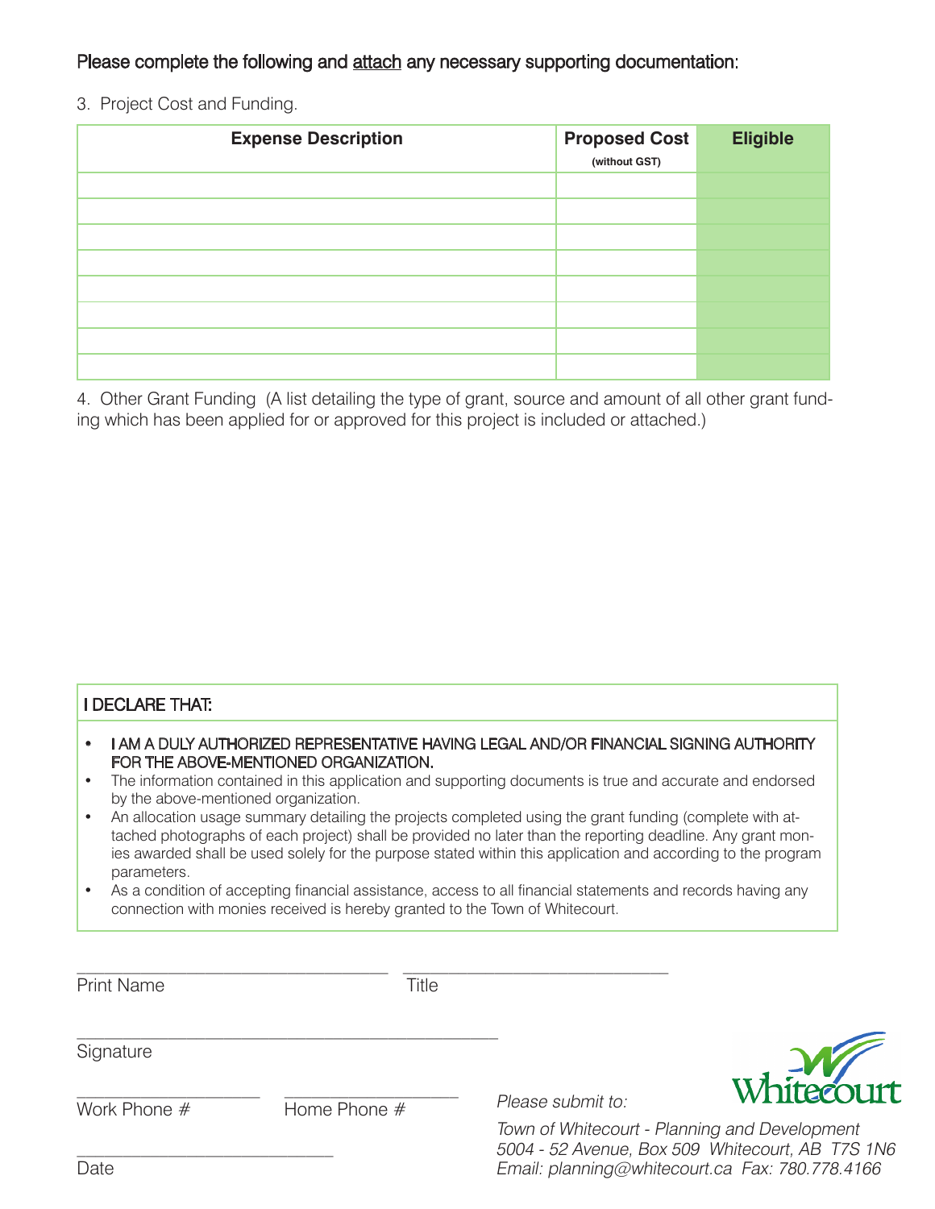Please complete the following and attach any necessary supporting documentation:

3. Project Cost and Funding.

| Expense Description | Proposed Cost (without GST) | Eligible |
|---|---|---|
| | | |
| | | |
| | | |
| | | |
| | | |
| | | |
| | | |
| | | |

4. Other Grant Funding (A list detailing the type of grant, source and amount of all other grant funding which has been applied for or approved for this project is included or attached.)

**I DECLARE THAT:**

- I AM A DULY AUTHORIZED REPRESENTATIVE HAVING LEGAL AND/OR FINANCIAL SIGNING AUTHORITY FOR THE ABOVE-MENTIONED ORGANIZATION.
- The information contained in this application and supporting documents is true and accurate and endorsed by the above-mentioned organization.
- An allocation usage summary detailing the projects completed using the grant funding (complete with attached photographs of each project) shall be provided no later than the reporting deadline. Any grant monies awarded shall be used solely for the purpose stated within this application and according to the program parameters.
- As a condition of accepting financial assistance, access to all financial statements and records having any connection with monies received is hereby granted to the Town of Whitecourt.

\_\_\_\_\_\_\_\_\_\_\_\_\_\_\_\_\_\_\_\_\_\_\_\_\_\_\_\_\_\_ \_\_\_\_\_\_\_\_\_\_\_\_\_\_\_\_\_\_\_\_\_\_\_\_\_\_

Print Name Title

\_\_\_\_\_\_\_\_\_\_\_\_\_\_\_\_\_\_\_\_\_\_\_\_\_\_\_\_\_\_\_\_\_\_\_\_\_\_\_\_

Signature

\_\_\_\_\_\_\_\_\_\_\_\_\_\_\_\_ \_\_\_\_\_\_\_\_\_\_\_\_\_\_\_\_

Work Phone # Home Phone #

\_\_\_\_\_\_\_\_\_\_\_\_\_\_\_\_\_\_\_\_

Date

Whitecourt

*Please submit to:*

*Town of Whitecourt - Planning and Development*
*5004 - 52 Avenue, Box 509 Whitecourt, AB T7S 1N6*
*Email: planning@whitecourt.ca Fax: 780.778.4166*